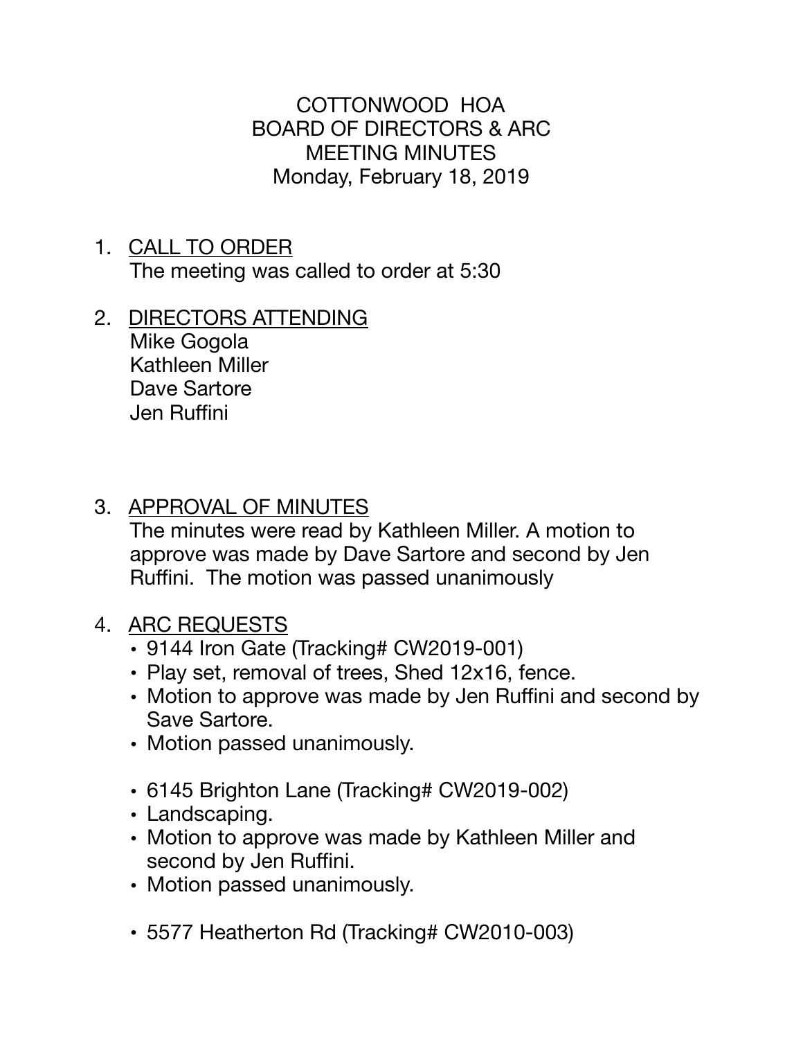# COTTONWOOD HOA
# BOARD OF DIRECTORS & ARC
# MEETING MINUTES
# Monday, February 18, 2019

1. <u>CALL TO ORDER</u>
   The meeting was called to order at 5:30

2. <u>DIRECTORS ATTENDING</u>
   Mike Gogola
   Kathleen Miller
   Dave Sartore
   Jen Ruffini

3. <u>APPROVAL OF MINUTES</u>
   The minutes were read by Kathleen Miller. A motion to approve was made by Dave Sartore and second by Jen Ruffini. The motion was passed unanimously

4. <u>ARC REQUESTS</u>
   - 9144 Iron Gate (Tracking# CW2019-001)
   - Play set, removal of trees, Shed 12x16, fence.
   - Motion to approve was made by Jen Ruffini and second by Save Sartore.
   - Motion passed unanimously.

   - 6145 Brighton Lane (Tracking# CW2019-002)
   - Landscaping.
   - Motion to approve was made by Kathleen Miller and second by Jen Ruffini.
   - Motion passed unanimously.

   - 5577 Heatherton Rd (Tracking# CW2010-003)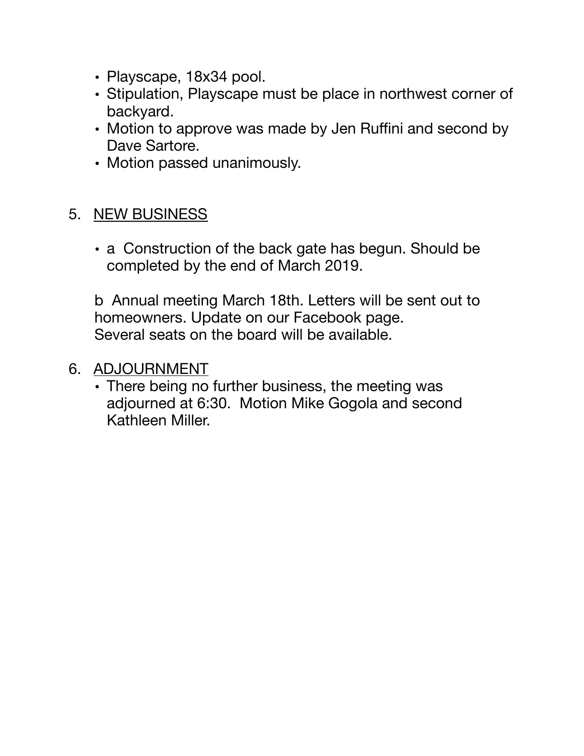- Playscape, 18x34 pool.
- Stipulation, Playscape must be place in northwest corner of backyard.
- Motion to approve was made by Jen Ruffini and second by Dave Sartore.
- Motion passed unanimously.

5. NEW BUSINESS

   - a  Construction of the back gate has begun. Should be completed by the end of March 2019.

   b  Annual meeting March 18th. Letters will be sent out to homeowners. Update on our Facebook page.
   Several seats on the board will be available.

6. ADJOURNMENT
   - There being no further business, the meeting was adjourned at 6:30.  Motion Mike Gogola and second Kathleen Miller.